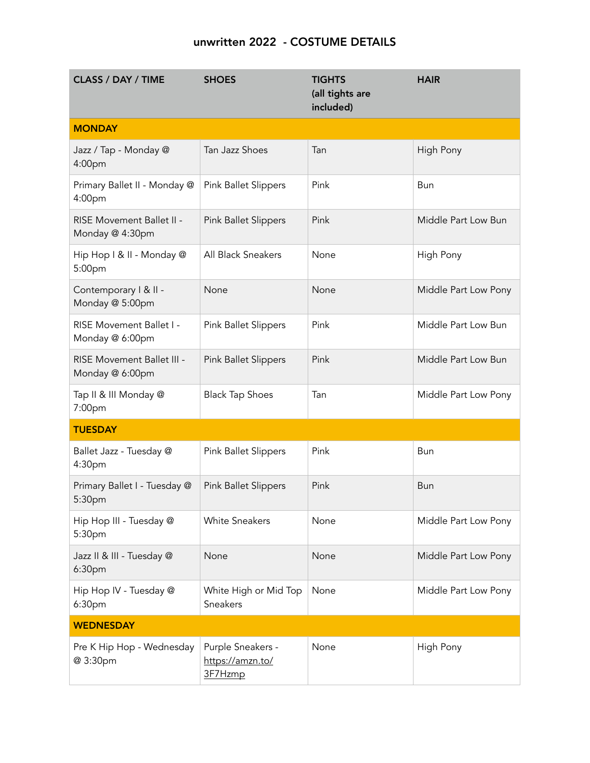# unwritten 2022 - COSTUME DETAILS

| CLASS / DAY / TIME | SHOES | TIGHTS (all tights are included) | HAIR |
|---|---|---|---|
| **MONDAY** | | | |
| Jazz / Tap - Monday @ 4:00pm | Tan Jazz Shoes | Tan | High Pony |
| Primary Ballet II - Monday @ 4:00pm | Pink Ballet Slippers | Pink | Bun |
| RISE Movement Ballet II - Monday @ 4:30pm | Pink Ballet Slippers | Pink | Middle Part Low Bun |
| Hip Hop I & II - Monday @ 5:00pm | All Black Sneakers | None | High Pony |
| Contemporary I & II - Monday @ 5:00pm | None | None | Middle Part Low Pony |
| RISE Movement Ballet I - Monday @ 6:00pm | Pink Ballet Slippers | Pink | Middle Part Low Bun |
| RISE Movement Ballet III - Monday @ 6:00pm | Pink Ballet Slippers | Pink | Middle Part Low Bun |
| Tap II & III Monday @ 7:00pm | Black Tap Shoes | Tan | Middle Part Low Pony |
| **TUESDAY** | | | |
| Ballet Jazz - Tuesday @ 4:30pm | Pink Ballet Slippers | Pink | Bun |
| Primary Ballet I - Tuesday @ 5:30pm | Pink Ballet Slippers | Pink | Bun |
| Hip Hop III - Tuesday @ 5:30pm | White Sneakers | None | Middle Part Low Pony |
| Jazz II & III - Tuesday @ 6:30pm | None | None | Middle Part Low Pony |
| Hip Hop IV - Tuesday @ 6:30pm | White High or Mid Top Sneakers | None | Middle Part Low Pony |
| **WEDNESDAY** | | | |
| Pre K Hip Hop - Wednesday @ 3:30pm | Purple Sneakers - https://amzn.to/3F7Hzmp | None | High Pony |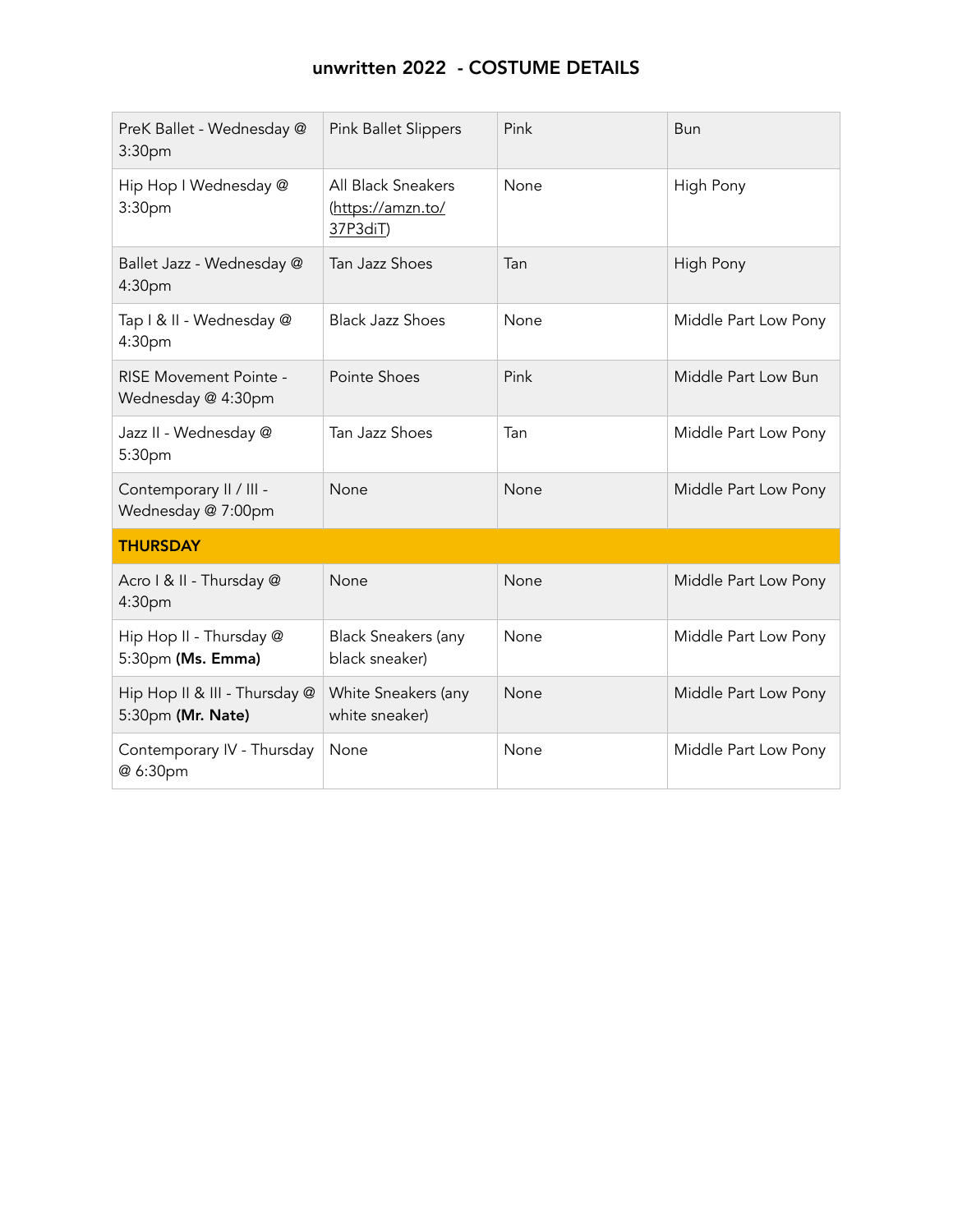## unwritten 2022 - COSTUME DETAILS

| | | | |
|---|---|---|---|
| PreK Ballet - Wednesday @ 3:30pm | Pink Ballet Slippers | Pink | Bun |
| Hip Hop I Wednesday @ 3:30pm | All Black Sneakers (https://amzn.to/37P3diT) | None | High Pony |
| Ballet Jazz - Wednesday @ 4:30pm | Tan Jazz Shoes | Tan | High Pony |
| Tap I & II - Wednesday @ 4:30pm | Black Jazz Shoes | None | Middle Part Low Pony |
| RISE Movement Pointe - Wednesday @ 4:30pm | Pointe Shoes | Pink | Middle Part Low Bun |
| Jazz II - Wednesday @ 5:30pm | Tan Jazz Shoes | Tan | Middle Part Low Pony |
| Contemporary II / III - Wednesday @ 7:00pm | None | None | Middle Part Low Pony |
| **THURSDAY** | | | |
| Acro I & II - Thursday @ 4:30pm | None | None | Middle Part Low Pony |
| Hip Hop II - Thursday @ 5:30pm **(Ms. Emma)** | Black Sneakers (any black sneaker) | None | Middle Part Low Pony |
| Hip Hop II & III - Thursday @ 5:30pm **(Mr. Nate)** | White Sneakers (any white sneaker) | None | Middle Part Low Pony |
| Contemporary IV - Thursday @ 6:30pm | None | None | Middle Part Low Pony |